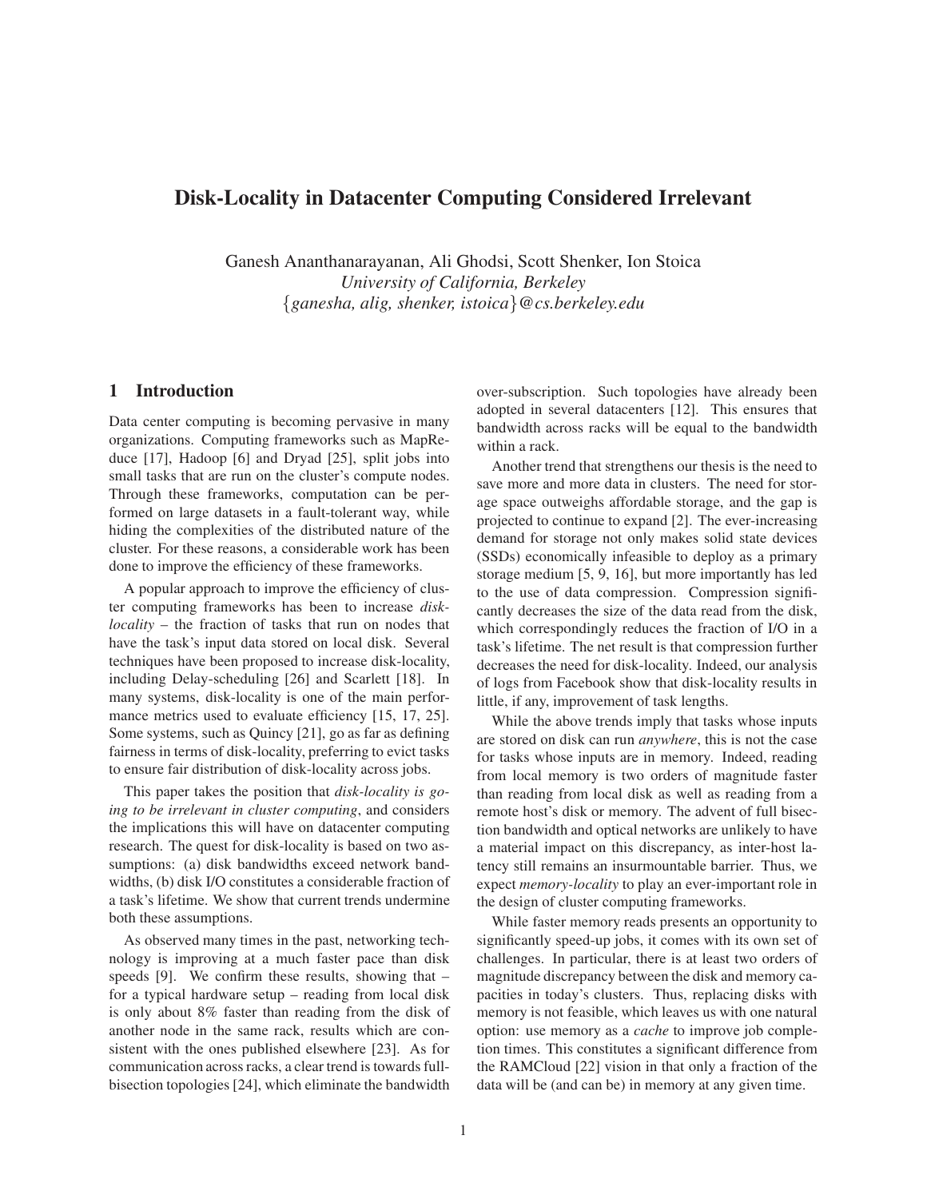# Disk-Locality in Datacenter Computing Considered Irrelevant

Ganesh Ananthanarayanan, Ali Ghodsi, Scott Shenker, Ion Stoica
*University of California, Berkeley*
{*ganesha, alig, shenker, istoica*}*@cs.berkeley.edu*

## 1 Introduction

Data center computing is becoming pervasive in many organizations. Computing frameworks such as MapReduce [17], Hadoop [6] and Dryad [25], split jobs into small tasks that are run on the cluster's compute nodes. Through these frameworks, computation can be performed on large datasets in a fault-tolerant way, while hiding the complexities of the distributed nature of the cluster. For these reasons, a considerable work has been done to improve the efficiency of these frameworks.

A popular approach to improve the efficiency of cluster computing frameworks has been to increase *disk-locality* – the fraction of tasks that run on nodes that have the task's input data stored on local disk. Several techniques have been proposed to increase disk-locality, including Delay-scheduling [26] and Scarlett [18]. In many systems, disk-locality is one of the main performance metrics used to evaluate efficiency [15, 17, 25]. Some systems, such as Quincy [21], go as far as defining fairness in terms of disk-locality, preferring to evict tasks to ensure fair distribution of disk-locality across jobs.

This paper takes the position that *disk-locality is going to be irrelevant in cluster computing*, and considers the implications this will have on datacenter computing research. The quest for disk-locality is based on two assumptions: (a) disk bandwidths exceed network bandwidths, (b) disk I/O constitutes a considerable fraction of a task's lifetime. We show that current trends undermine both these assumptions.

As observed many times in the past, networking technology is improving at a much faster pace than disk speeds [9]. We confirm these results, showing that – for a typical hardware setup – reading from local disk is only about 8% faster than reading from the disk of another node in the same rack, results which are consistent with the ones published elsewhere [23]. As for communication across racks, a clear trend is towards full-bisection topologies [24], which eliminate the bandwidth over-subscription. Such topologies have already been adopted in several datacenters [12]. This ensures that bandwidth across racks will be equal to the bandwidth within a rack.

Another trend that strengthens our thesis is the need to save more and more data in clusters. The need for storage space outweighs affordable storage, and the gap is projected to continue to expand [2]. The ever-increasing demand for storage not only makes solid state devices (SSDs) economically infeasible to deploy as a primary storage medium [5, 9, 16], but more importantly has led to the use of data compression. Compression significantly decreases the size of the data read from the disk, which correspondingly reduces the fraction of I/O in a task's lifetime. The net result is that compression further decreases the need for disk-locality. Indeed, our analysis of logs from Facebook show that disk-locality results in little, if any, improvement of task lengths.

While the above trends imply that tasks whose inputs are stored on disk can run *anywhere*, this is not the case for tasks whose inputs are in memory. Indeed, reading from local memory is two orders of magnitude faster than reading from local disk as well as reading from a remote host's disk or memory. The advent of full bisection bandwidth and optical networks are unlikely to have a material impact on this discrepancy, as inter-host latency still remains an insurmountable barrier. Thus, we expect *memory-locality* to play an ever-important role in the design of cluster computing frameworks.

While faster memory reads presents an opportunity to significantly speed-up jobs, it comes with its own set of challenges. In particular, there is at least two orders of magnitude discrepancy between the disk and memory capacities in today's clusters. Thus, replacing disks with memory is not feasible, which leaves us with one natural option: use memory as a *cache* to improve job completion times. This constitutes a significant difference from the RAMCloud [22] vision in that only a fraction of the data will be (and can be) in memory at any given time.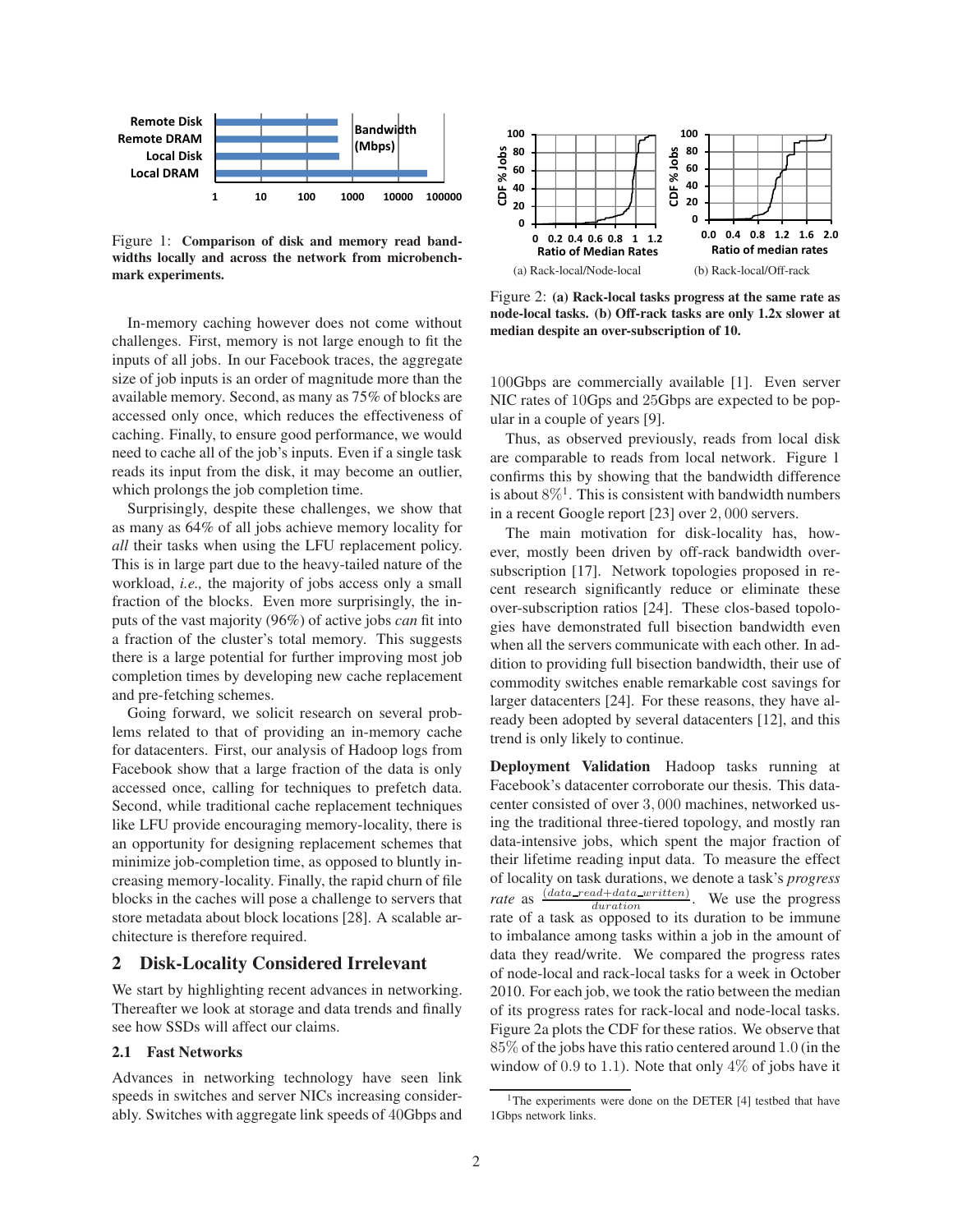Remote Disk
Remote DRAM
Local Disk
Local DRAM
Bandwidth (Mbps)
1 10 100 1000 10000 100000

Figure 1: **Comparison of disk and memory read bandwidths locally and across the network from microbenchmark experiments.**

In-memory caching however does not come without challenges. First, memory is not large enough to fit the inputs of all jobs. In our Facebook traces, the aggregate size of job inputs is an order of magnitude more than the available memory. Second, as many as 75% of blocks are accessed only once, which reduces the effectiveness of caching. Finally, to ensure good performance, we would need to cache all of the job's inputs. Even if a single task reads its input from the disk, it may become an outlier, which prolongs the job completion time.

Surprisingly, despite these challenges, we show that as many as 64% of all jobs achieve memory locality for *all* their tasks when using the LFU replacement policy. This is in large part due to the heavy-tailed nature of the workload, *i.e.,* the majority of jobs access only a small fraction of the blocks. Even more surprisingly, the inputs of the vast majority (96%) of active jobs *can* fit into a fraction of the cluster's total memory. This suggests there is a large potential for further improving most job completion times by developing new cache replacement and pre-fetching schemes.

Going forward, we solicit research on several problems related to that of providing an in-memory cache for datacenters. First, our analysis of Hadoop logs from Facebook show that a large fraction of the data is only accessed once, calling for techniques to prefetch data. Second, while traditional cache replacement techniques like LFU provide encouraging memory-locality, there is an opportunity for designing replacement schemes that minimize job-completion time, as opposed to bluntly increasing memory-locality. Finally, the rapid churn of file blocks in the caches will pose a challenge to servers that store metadata about block locations [28]. A scalable architecture is therefore required.

## 2 Disk-Locality Considered Irrelevant

We start by highlighting recent advances in networking. Thereafter we look at storage and data trends and finally see how SSDs will affect our claims.

### 2.1 Fast Networks

Advances in networking technology have seen link speeds in switches and server NICs increasing considerably. Switches with aggregate link speeds of 40Gbps and 100Gbps are commercially available [1]. Even server NIC rates of 10Gps and 25Gbps are expected to be popular in a couple of years [9].

CDF % Jobs
100
80
60
40
20
0
0 0.2 0.4 0.6 0.8 1 1.2
Ratio of Median Rates
(a) Rack-local/Node-local

CDF % Jobs
100
80
60
40
20
0
0.0 0.4 0.8 1.2 1.6 2.0
Ratio of median rates
(b) Rack-local/Off-rack

Figure 2: **(a) Rack-local tasks progress at the same rate as node-local tasks. (b) Off-rack tasks are only 1.2x slower at median despite an over-subscription of 10.**

Thus, as observed previously, reads from local disk are comparable to reads from local network. Figure 1 confirms this by showing that the bandwidth difference is about 8%[1]. This is consistent with bandwidth numbers in a recent Google report [23] over 2,000 servers.

The main motivation for disk-locality has, however, mostly been driven by off-rack bandwidth oversubscription [17]. Network topologies proposed in recent research significantly reduce or eliminate these over-subscription ratios [24]. These clos-based topologies have demonstrated full bisection bandwidth even when all the servers communicate with each other. In addition to providing full bisection bandwidth, their use of commodity switches enable remarkable cost savings for larger datacenters [24]. For these reasons, they have already been adopted by several datacenters [12], and this trend is only likely to continue.

**Deployment Validation** Hadoop tasks running at Facebook's datacenter corroborate our thesis. This datacenter consisted of over 3,000 machines, networked using the traditional three-tiered topology, and mostly ran data-intensive jobs, which spent the major fraction of their lifetime reading input data. To measure the effect of locality on task durations, we denote a task's *progress rate* as $\frac{(data\_read + data\_written)}{duration}$. We use the progress rate of a task as opposed to its duration to be immune to imbalance among tasks within a job in the amount of data they read/write. We compared the progress rates of node-local and rack-local tasks for a week in October 2010. For each job, we took the ratio between the median of its progress rates for rack-local and node-local tasks. Figure 2a plots the CDF for these ratios. We observe that 85% of the jobs have this ratio centered around 1.0 (in the window of 0.9 to 1.1). Note that only 4% of jobs have it

[1]The experiments were done on the DETER [4] testbed that have 1Gbps network links.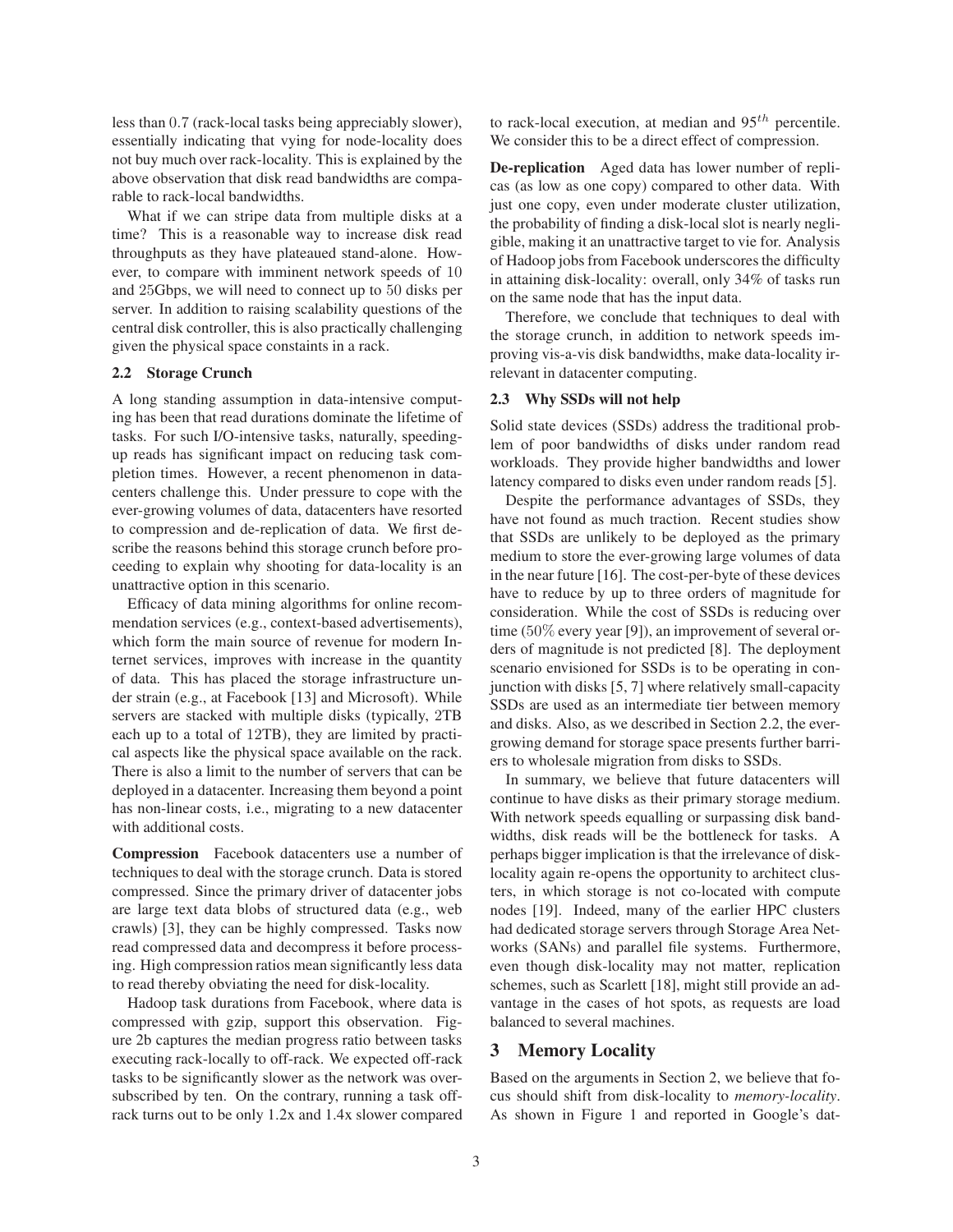less than $0.7$ (rack-local tasks being appreciably slower), essentially indicating that vying for node-locality does not buy much over rack-locality. This is explained by the above observation that disk read bandwidths are comparable to rack-local bandwidths.

What if we can stripe data from multiple disks at a time? This is a reasonable way to increase disk read throughputs as they have plateaued stand-alone. However, to compare with imminent network speeds of $10$ and $25$Gbps, we will need to connect up to $50$ disks per server. In addition to raising scalability questions of the central disk controller, this is also practically challenging given the physical space constaints in a rack.

### 2.2 Storage Crunch

A long standing assumption in data-intensive computing has been that read durations dominate the lifetime of tasks. For such I/O-intensive tasks, naturally, speeding-up reads has significant impact on reducing task completion times. However, a recent phenomenon in datacenters challenge this. Under pressure to cope with the ever-growing volumes of data, datacenters have resorted to compression and de-replication of data. We first describe the reasons behind this storage crunch before proceeding to explain why shooting for data-locality is an unattractive option in this scenario.

Efficacy of data mining algorithms for online recommendation services (e.g., context-based advertisements), which form the main source of revenue for modern Internet services, improves with increase in the quantity of data. This has placed the storage infrastructure under strain (e.g., at Facebook [13] and Microsoft). While servers are stacked with multiple disks (typically, 2TB each up to a total of $12$TB), they are limited by practical aspects like the physical space available on the rack. There is also a limit to the number of servers that can be deployed in a datacenter. Increasing them beyond a point has non-linear costs, i.e., migrating to a new datacenter with additional costs.

**Compression** Facebook datacenters use a number of techniques to deal with the storage crunch. Data is stored compressed. Since the primary driver of datacenter jobs are large text data blobs of structured data (e.g., web crawls) [3], they can be highly compressed. Tasks now read compressed data and decompress it before processing. High compression ratios mean significantly less data to read thereby obviating the need for disk-locality.

Hadoop task durations from Facebook, where data is compressed with gzip, support this observation. Figure 2b captures the median progress ratio between tasks executing rack-locally to off-rack. We expected off-rack tasks to be significantly slower as the network was oversubscribed by ten. On the contrary, running a task off-rack turns out to be only 1.2x and 1.4x slower compared to rack-local execution, at median and $95^{th}$ percentile. We consider this to be a direct effect of compression.

**De-replication** Aged data has lower number of replicas (as low as one copy) compared to other data. With just one copy, even under moderate cluster utilization, the probability of finding a disk-local slot is nearly negligible, making it an unattractive target to vie for. Analysis of Hadoop jobs from Facebook underscores the difficulty in attaining disk-locality: overall, only 34% of tasks run on the same node that has the input data.

Therefore, we conclude that techniques to deal with the storage crunch, in addition to network speeds improving vis-a-vis disk bandwidths, make data-locality irrelevant in datacenter computing.

### 2.3 Why SSDs will not help

Solid state devices (SSDs) address the traditional problem of poor bandwidths of disks under random read workloads. They provide higher bandwidths and lower latency compared to disks even under random reads [5].

Despite the performance advantages of SSDs, they have not found as much traction. Recent studies show that SSDs are unlikely to be deployed as the primary medium to store the ever-growing large volumes of data in the near future [16]. The cost-per-byte of these devices have to reduce by up to three orders of magnitude for consideration. While the cost of SSDs is reducing over time ($50\%$ every year [9]), an improvement of several orders of magnitude is not predicted [8]. The deployment scenario envisioned for SSDs is to be operating in conjunction with disks [5, 7] where relatively small-capacity SSDs are used as an intermediate tier between memory and disks. Also, as we described in Section 2.2, the ever-growing demand for storage space presents further barriers to wholesale migration from disks to SSDs.

In summary, we believe that future datacenters will continue to have disks as their primary storage medium. With network speeds equalling or surpassing disk bandwidths, disk reads will be the bottleneck for tasks. A perhaps bigger implication is that the irrelevance of disk-locality again re-opens the opportunity to architect clusters, in which storage is not co-located with compute nodes [19]. Indeed, many of the earlier HPC clusters had dedicated storage servers through Storage Area Networks (SANs) and parallel file systems. Furthermore, even though disk-locality may not matter, replication schemes, such as Scarlett [18], might still provide an advantage in the cases of hot spots, as requests are load balanced to several machines.

## 3 Memory Locality

Based on the arguments in Section 2, we believe that focus should shift from disk-locality to *memory-locality*. As shown in Figure 1 and reported in Google's dat-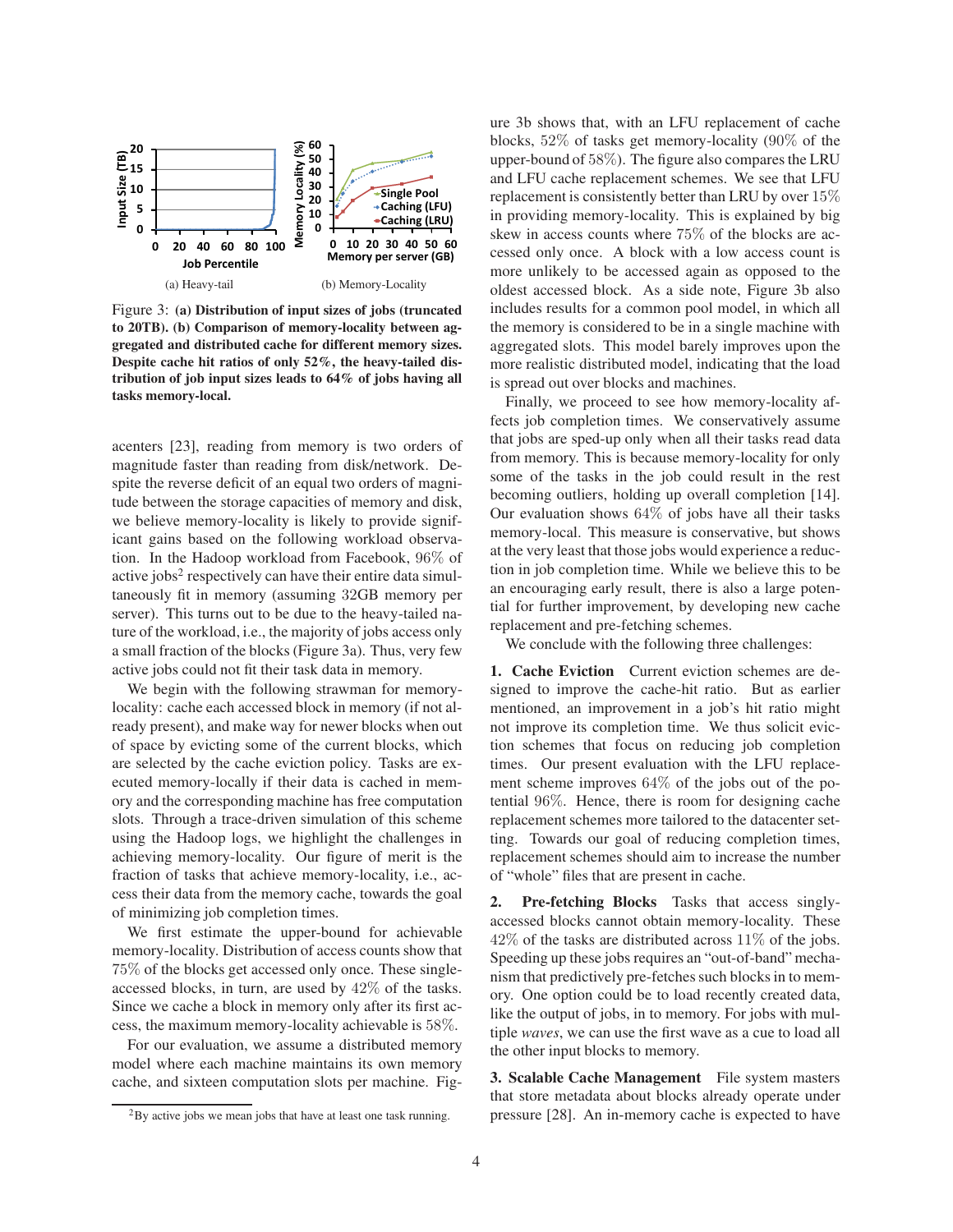Input Size (TB)
20
15
10
5
0
0 20 40 60 80 100
Job Percentile

(a) Heavy-tail

Memory Locality (%)
60
50
40
30
20
10
0
0 10 20 30 40 50 60
Memory per server (GB)
Single Pool
Caching (LFU)
Caching (LRU)

(b) Memory-Locality

Figure 3: **(a) Distribution of input sizes of jobs (truncated to 20TB). (b) Comparison of memory-locality between aggregated and distributed cache for different memory sizes. Despite cache hit ratios of only 52%, the heavy-tailed distribution of job input sizes leads to 64% of jobs having all tasks memory-local.**

acenters [23], reading from memory is two orders of magnitude faster than reading from disk/network. Despite the reverse deficit of an equal two orders of magnitude between the storage capacities of memory and disk, we believe memory-locality is likely to provide significant gains based on the following workload observation. In the Hadoop workload from Facebook, 96% of active jobs[2] respectively can have their entire data simultaneously fit in memory (assuming 32GB memory per server). This turns out to be due to the heavy-tailed nature of the workload, i.e., the majority of jobs access only a small fraction of the blocks (Figure 3a). Thus, very few active jobs could not fit their task data in memory.

We begin with the following strawman for memory-locality: cache each accessed block in memory (if not already present), and make way for newer blocks when out of space by evicting some of the current blocks, which are selected by the cache eviction policy. Tasks are executed memory-locally if their data is cached in memory and the corresponding machine has free computation slots. Through a trace-driven simulation of this scheme using the Hadoop logs, we highlight the challenges in achieving memory-locality. Our figure of merit is the fraction of tasks that achieve memory-locality, i.e., access their data from the memory cache, towards the goal of minimizing job completion times.

We first estimate the upper-bound for achievable memory-locality. Distribution of access counts show that 75% of the blocks get accessed only once. These single-accessed blocks, in turn, are used by 42% of the tasks. Since we cache a block in memory only after its first access, the maximum memory-locality achievable is 58%.

For our evaluation, we assume a distributed memory model where each machine maintains its own memory cache, and sixteen computation slots per machine. Figure 3b shows that, with an LFU replacement of cache blocks, 52% of tasks get memory-locality (90% of the upper-bound of 58%). The figure also compares the LRU and LFU cache replacement schemes. We see that LFU replacement is consistently better than LRU by over 15% in providing memory-locality. This is explained by big skew in access counts where 75% of the blocks are accessed only once. A block with a low access count is more unlikely to be accessed again as opposed to the oldest accessed block. As a side note, Figure 3b also includes results for a common pool model, in which all the memory is considered to be in a single machine with aggregated slots. This model barely improves upon the more realistic distributed model, indicating that the load is spread out over blocks and machines.

Finally, we proceed to see how memory-locality affects job completion times. We conservatively assume that jobs are sped-up only when all their tasks read data from memory. This is because memory-locality for only some of the tasks in the job could result in the rest becoming outliers, holding up overall completion [14]. Our evaluation shows 64% of jobs have all their tasks memory-local. This measure is conservative, but shows at the very least that those jobs would experience a reduction in job completion time. While we believe this to be an encouraging early result, there is also a large potential for further improvement, by developing new cache replacement and pre-fetching schemes.

We conclude with the following three challenges:

**1. Cache Eviction** Current eviction schemes are designed to improve the cache-hit ratio. But as earlier mentioned, an improvement in a job's hit ratio might not improve its completion time. We thus solicit eviction schemes that focus on reducing job completion times. Our present evaluation with the LFU replacement scheme improves 64% of the jobs out of the potential 96%. Hence, there is room for designing cache replacement schemes more tailored to the datacenter setting. Towards our goal of reducing completion times, replacement schemes should aim to increase the number of "whole" files that are present in cache.

**2. Pre-fetching Blocks** Tasks that access singly-accessed blocks cannot obtain memory-locality. These 42% of the tasks are distributed across 11% of the jobs. Speeding up these jobs requires an "out-of-band" mechanism that predictively pre-fetches such blocks in to memory. One option could be to load recently created data, like the output of jobs, in to memory. For jobs with multiple *waves*, we can use the first wave as a cue to load all the other input blocks to memory.

**3. Scalable Cache Management** File system masters that store metadata about blocks already operate under pressure [28]. An in-memory cache is expected to have

[2] By active jobs we mean jobs that have at least one task running.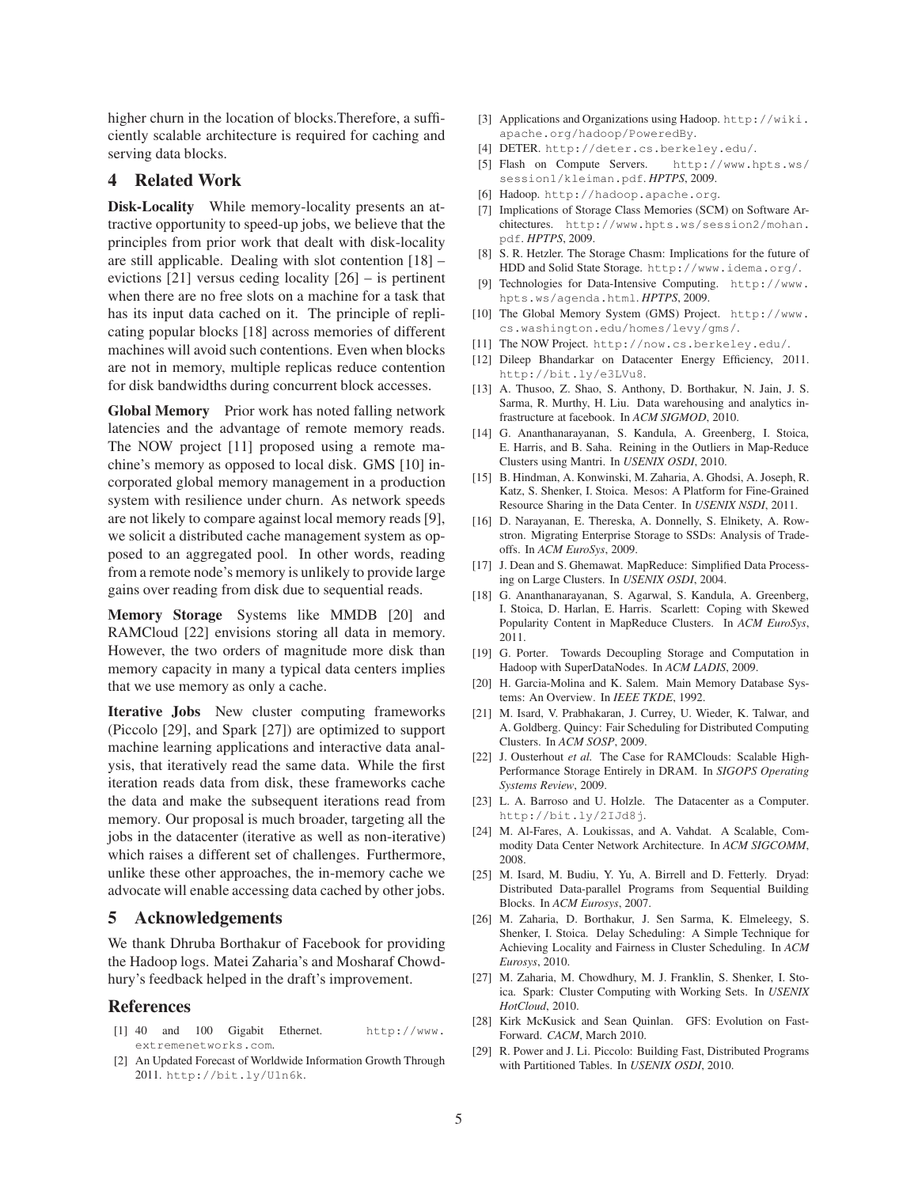higher churn in the location of blocks.Therefore, a sufficiently scalable architecture is required for caching and serving data blocks.

## 4 Related Work

**Disk-Locality** While memory-locality presents an attractive opportunity to speed-up jobs, we believe that the principles from prior work that dealt with disk-locality are still applicable. Dealing with slot contention [18] – evictions [21] versus ceding locality [26] – is pertinent when there are no free slots on a machine for a task that has its input data cached on it. The principle of replicating popular blocks [18] across memories of different machines will avoid such contentions. Even when blocks are not in memory, multiple replicas reduce contention for disk bandwidths during concurrent block accesses.

**Global Memory** Prior work has noted falling network latencies and the advantage of remote memory reads. The NOW project [11] proposed using a remote machine's memory as opposed to local disk. GMS [10] incorporated global memory management in a production system with resilience under churn. As network speeds are not likely to compare against local memory reads [9], we solicit a distributed cache management system as opposed to an aggregated pool. In other words, reading from a remote node's memory is unlikely to provide large gains over reading from disk due to sequential reads.

**Memory Storage** Systems like MMDB [20] and RAMCloud [22] envisions storing all data in memory. However, the two orders of magnitude more disk than memory capacity in many a typical data centers implies that we use memory as only a cache.

**Iterative Jobs** New cluster computing frameworks (Piccolo [29], and Spark [27]) are optimized to support machine learning applications and interactive data analysis, that iteratively read the same data. While the first iteration reads data from disk, these frameworks cache the data and make the subsequent iterations read from memory. Our proposal is much broader, targeting all the jobs in the datacenter (iterative as well as non-iterative) which raises a different set of challenges. Furthermore, unlike these other approaches, the in-memory cache we advocate will enable accessing data cached by other jobs.

## 5 Acknowledgements

We thank Dhruba Borthakur of Facebook for providing the Hadoop logs. Matei Zaharia's and Mosharaf Chowdhury's feedback helped in the draft's improvement.

## References

[1] 40 and 100 Gigabit Ethernet. http://www.extremenetworks.com.

[2] An Updated Forecast of Worldwide Information Growth Through 2011. http://bit.ly/U1n6k.

[3] Applications and Organizations using Hadoop. http://wiki.apache.org/hadoop/PoweredBy.

[4] DETER. http://deter.cs.berkeley.edu/.

[5] Flash on Compute Servers. http://www.hpts.ws/session1/kleiman.pdf. *HPTPS*, 2009.

[6] Hadoop. http://hadoop.apache.org.

[7] Implications of Storage Class Memories (SCM) on Software Architectures. http://www.hpts.ws/session2/mohan.pdf. *HPTPS*, 2009.

[8] S. R. Hetzler. The Storage Chasm: Implications for the future of HDD and Solid State Storage. http://www.idema.org/.

[9] Technologies for Data-Intensive Computing. http://www.hpts.ws/agenda.html. *HPTPS*, 2009.

[10] The Global Memory System (GMS) Project. http://www.cs.washington.edu/homes/levy/gms/.

[11] The NOW Project. http://now.cs.berkeley.edu/.

[12] Dileep Bhandarkar on Datacenter Energy Efficiency, 2011. http://bit.ly/e3LVu8.

[13] A. Thusoo, Z. Shao, S. Anthony, D. Borthakur, N. Jain, J. S. Sarma, R. Murthy, H. Liu. Data warehousing and analytics infrastructure at facebook. In *ACM SIGMOD*, 2010.

[14] G. Ananthanarayanan, S. Kandula, A. Greenberg, I. Stoica, E. Harris, and B. Saha. Reining in the Outliers in Map-Reduce Clusters using Mantri. In *USENIX OSDI*, 2010.

[15] B. Hindman, A. Konwinski, M. Zaharia, A. Ghodsi, A. Joseph, R. Katz, S. Shenker, I. Stoica. Mesos: A Platform for Fine-Grained Resource Sharing in the Data Center. In *USENIX NSDI*, 2011.

[16] D. Narayanan, E. Thereska, A. Donnelly, S. Elnikety, A. Rowstron. Migrating Enterprise Storage to SSDs: Analysis of Tradeoffs. In *ACM EuroSys*, 2009.

[17] J. Dean and S. Ghemawat. MapReduce: Simplified Data Processing on Large Clusters. In *USENIX OSDI*, 2004.

[18] G. Ananthanarayanan, S. Agarwal, S. Kandula, A. Greenberg, I. Stoica, D. Harlan, E. Harris. Scarlett: Coping with Skewed Popularity Content in MapReduce Clusters. In *ACM EuroSys*, 2011.

[19] G. Porter. Towards Decoupling Storage and Computation in Hadoop with SuperDataNodes. In *ACM LADIS*, 2009.

[20] H. Garcia-Molina and K. Salem. Main Memory Database Systems: An Overview. In *IEEE TKDE*, 1992.

[21] M. Isard, V. Prabhakaran, J. Currey, U. Wieder, K. Talwar, and A. Goldberg. Quincy: Fair Scheduling for Distributed Computing Clusters. In *ACM SOSP*, 2009.

[22] J. Ousterhout *et al.* The Case for RAMClouds: Scalable High-Performance Storage Entirely in DRAM. In *SIGOPS Operating Systems Review*, 2009.

[23] L. A. Barroso and U. Holzle. The Datacenter as a Computer. http://bit.ly/2IJd8j.

[24] M. Al-Fares, A. Loukissas, and A. Vahdat. A Scalable, Commodity Data Center Network Architecture. In *ACM SIGCOMM*, 2008.

[25] M. Isard, M. Budiu, Y. Yu, A. Birrell and D. Fetterly. Dryad: Distributed Data-parallel Programs from Sequential Building Blocks. In *ACM Eurosys*, 2007.

[26] M. Zaharia, D. Borthakur, J. Sen Sarma, K. Elmeleegy, S. Shenker, I. Stoica. Delay Scheduling: A Simple Technique for Achieving Locality and Fairness in Cluster Scheduling. In *ACM Eurosys*, 2010.

[27] M. Zaharia, M. Chowdhury, M. J. Franklin, S. Shenker, I. Stoica. Spark: Cluster Computing with Working Sets. In *USENIX HotCloud*, 2010.

[28] Kirk McKusick and Sean Quinlan. GFS: Evolution on Fast-Forward. *CACM*, March 2010.

[29] R. Power and J. Li. Piccolo: Building Fast, Distributed Programs with Partitioned Tables. In *USENIX OSDI*, 2010.